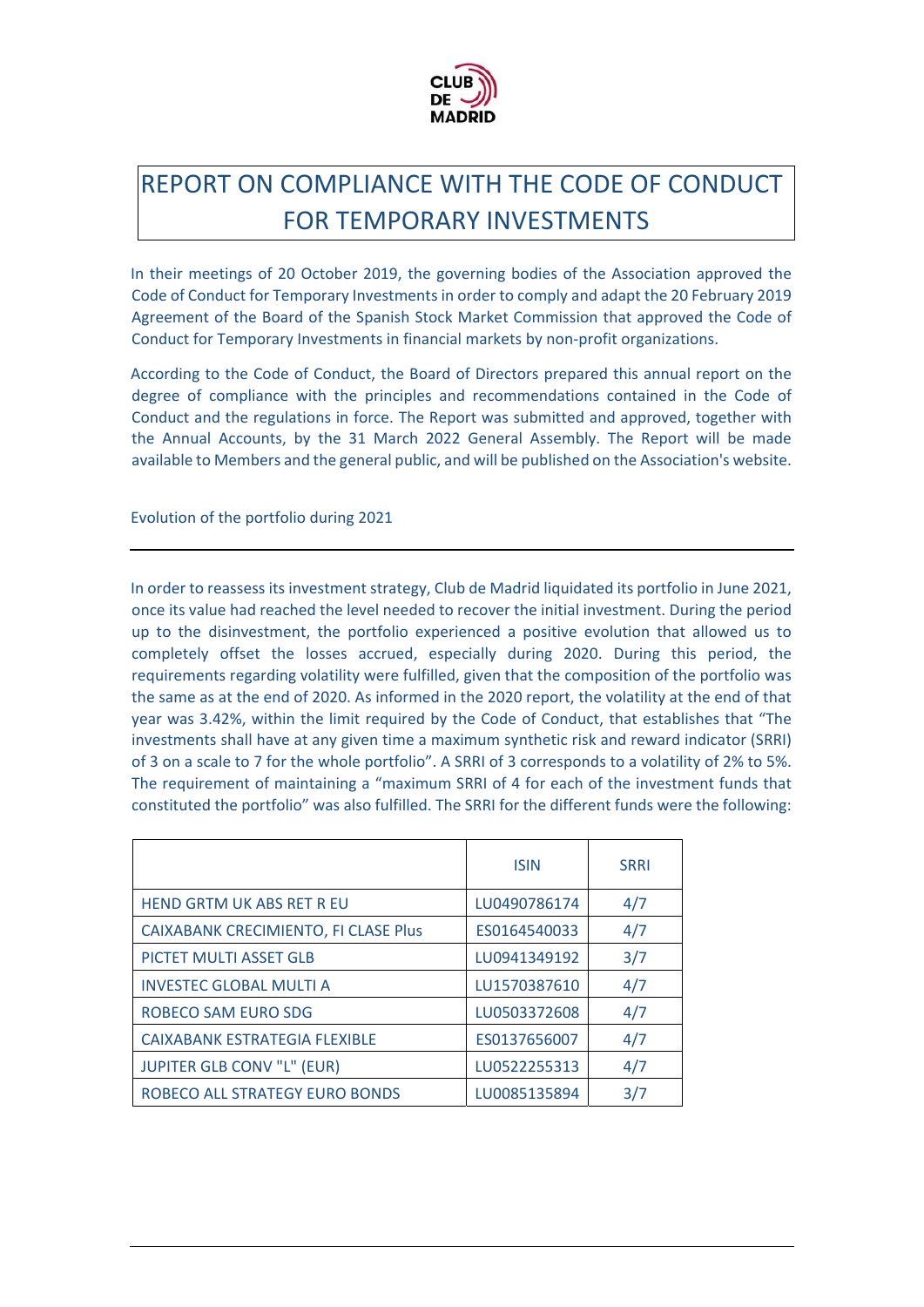CLUB DE MADRID

# REPORT ON COMPLIANCE WITH THE CODE OF CONDUCT FOR TEMPORARY INVESTMENTS

In their meetings of 20 October 2019, the governing bodies of the Association approved the Code of Conduct for Temporary Investments in order to comply and adapt the 20 February 2019 Agreement of the Board of the Spanish Stock Market Commission that approved the Code of Conduct for Temporary Investments in financial markets by non-profit organizations.

According to the Code of Conduct, the Board of Directors prepared this annual report on the degree of compliance with the principles and recommendations contained in the Code of Conduct and the regulations in force. The Report was submitted and approved, together with the Annual Accounts, by the 31 March 2022 General Assembly. The Report will be made available to Members and the general public, and will be published on the Association's website.

## Evolution of the portfolio during 2021

In order to reassess its investment strategy, Club de Madrid liquidated its portfolio in June 2021, once its value had reached the level needed to recover the initial investment. During the period up to the disinvestment, the portfolio experienced a positive evolution that allowed us to completely offset the losses accrued, especially during 2020. During this period, the requirements regarding volatility were fulfilled, given that the composition of the portfolio was the same as at the end of 2020. As informed in the 2020 report, the volatility at the end of that year was 3.42%, within the limit required by the Code of Conduct, that establishes that "The investments shall have at any given time a maximum synthetic risk and reward indicator (SRRI) of 3 on a scale to 7 for the whole portfolio". A SRRI of 3 corresponds to a volatility of 2% to 5%. The requirement of maintaining a "maximum SRRI of 4 for each of the investment funds that constituted the portfolio" was also fulfilled. The SRRI for the different funds were the following:

| | ISIN | SRRI |
|---|---|---|
| HEND GRTM UK ABS RET R EU | LU0490786174 | 4/7 |
| CAIXABANK CRECIMIENTO, FI CLASE Plus | ES0164540033 | 4/7 |
| PICTET MULTI ASSET GLB | LU0941349192 | 3/7 |
| INVESTEC GLOBAL MULTI A | LU1570387610 | 4/7 |
| ROBECO SAM EURO SDG | LU0503372608 | 4/7 |
| CAIXABANK ESTRATEGIA FLEXIBLE | ES0137656007 | 4/7 |
| JUPITER GLB CONV "L" (EUR) | LU0522255313 | 4/7 |
| ROBECO ALL STRATEGY EURO BONDS | LU0085135894 | 3/7 |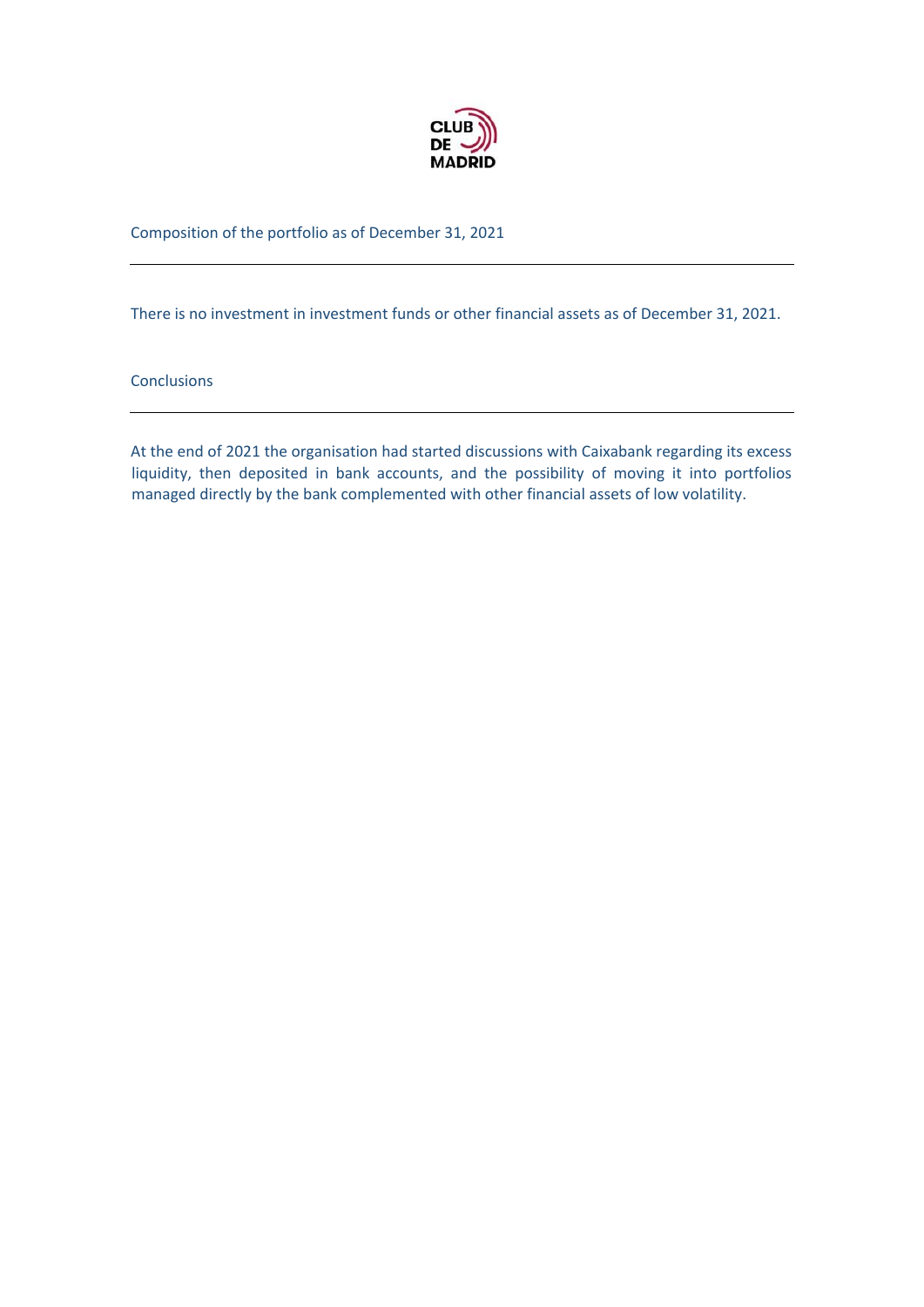CLUB DE MADRID

## Composition of the portfolio as of December 31, 2021

There is no investment in investment funds or other financial assets as of December 31, 2021.

## Conclusions

At the end of 2021 the organisation had started discussions with Caixabank regarding its excess liquidity, then deposited in bank accounts, and the possibility of moving it into portfolios managed directly by the bank complemented with other financial assets of low volatility.